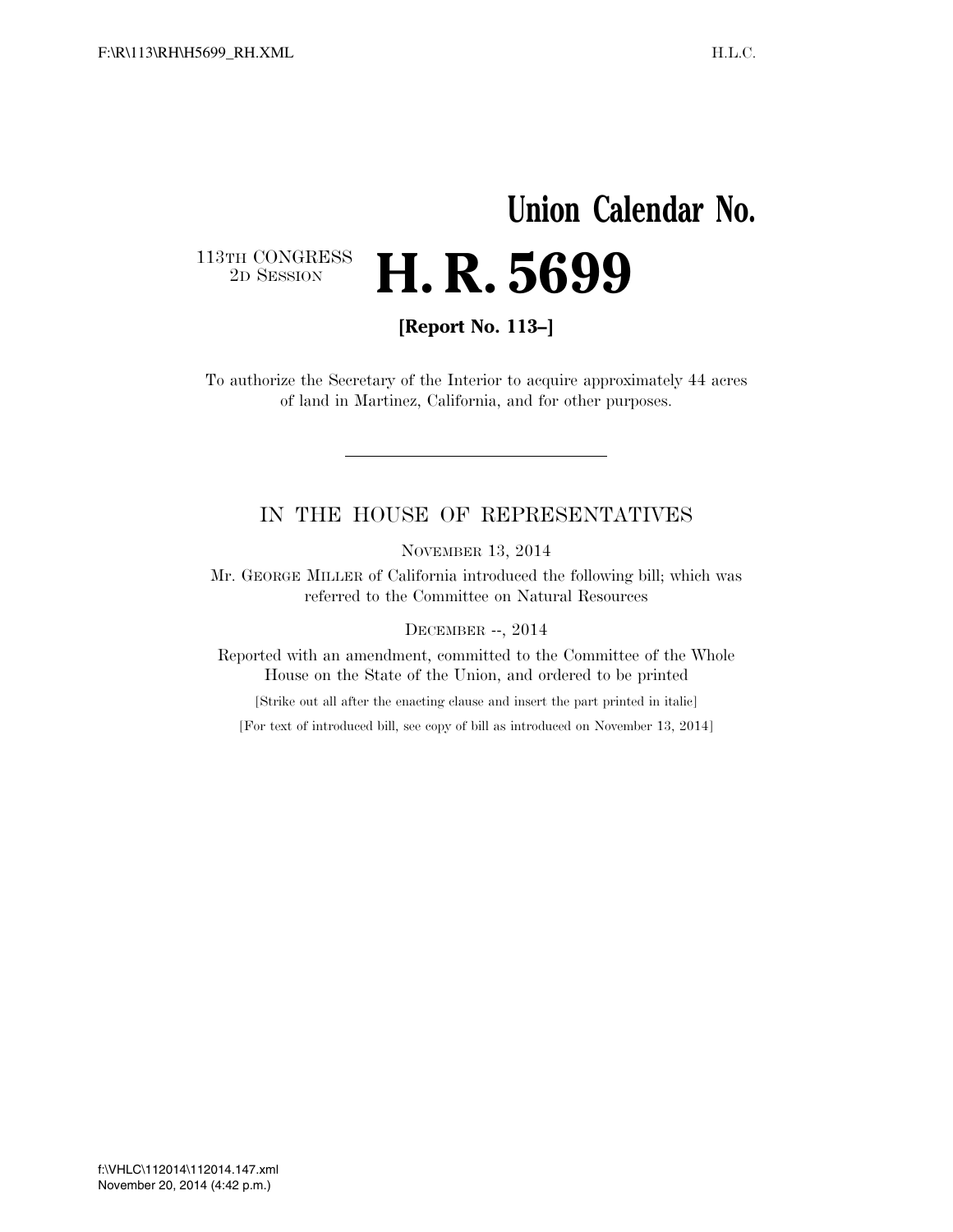**Union Calendar No.**

113TH CONGRESS
2D SESSION

# H. R. 5699

**[Report No. 113–]**

To authorize the Secretary of the Interior to acquire approximately 44 acres of land in Martinez, California, and for other purposes.

---

IN THE HOUSE OF REPRESENTATIVES

NOVEMBER 13, 2014

Mr. GEORGE MILLER of California introduced the following bill; which was referred to the Committee on Natural Resources

DECEMBER --, 2014

Reported with an amendment, committed to the Committee of the Whole House on the State of the Union, and ordered to be printed

[Strike out all after the enacting clause and insert the part printed in italic]

[For text of introduced bill, see copy of bill as introduced on November 13, 2014]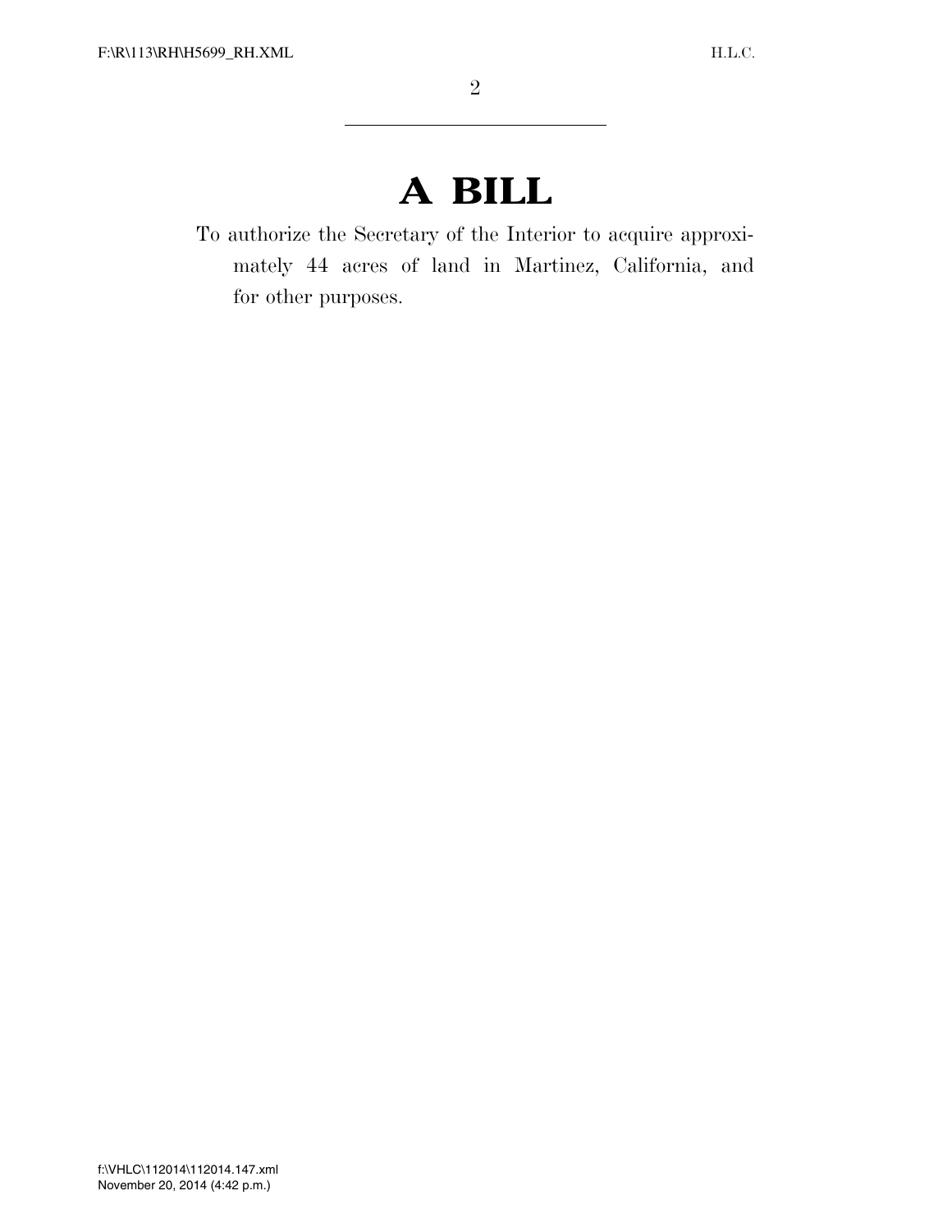# A BILL

To authorize the Secretary of the Interior to acquire approximately 44 acres of land in Martinez, California, and for other purposes.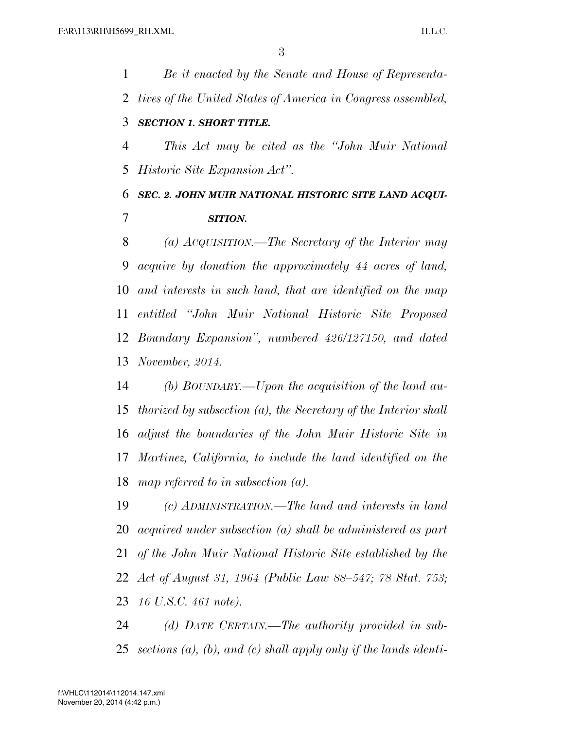*Be it enacted by the Senate and House of Representatives of the United States of America in Congress assembled,*

***SECTION 1. SHORT TITLE.***

*This Act may be cited as the "John Muir National Historic Site Expansion Act".*

***SEC. 2. JOHN MUIR NATIONAL HISTORIC SITE LAND ACQUISITION.***

*(a) ACQUISITION.—The Secretary of the Interior may acquire by donation the approximately 44 acres of land, and interests in such land, that are identified on the map entitled "John Muir National Historic Site Proposed Boundary Expansion", numbered 426/127150, and dated November, 2014.*

*(b) BOUNDARY.—Upon the acquisition of the land authorized by subsection (a), the Secretary of the Interior shall adjust the boundaries of the John Muir Historic Site in Martinez, California, to include the land identified on the map referred to in subsection (a).*

*(c) ADMINISTRATION.—The land and interests in land acquired under subsection (a) shall be administered as part of the John Muir National Historic Site established by the Act of August 31, 1964 (Public Law 88–547; 78 Stat. 753; 16 U.S.C. 461 note).*

*(d) DATE CERTAIN.—The authority provided in subsections (a), (b), and (c) shall apply only if the lands identi-*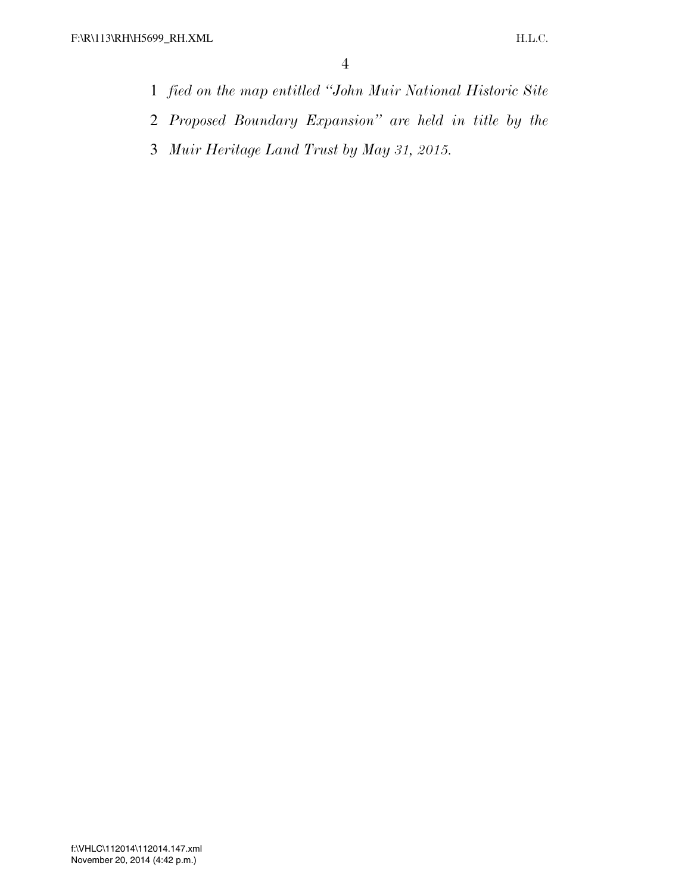*fied on the map entitled "John Muir National Historic Site Proposed Boundary Expansion" are held in title by the Muir Heritage Land Trust by May 31, 2015.*